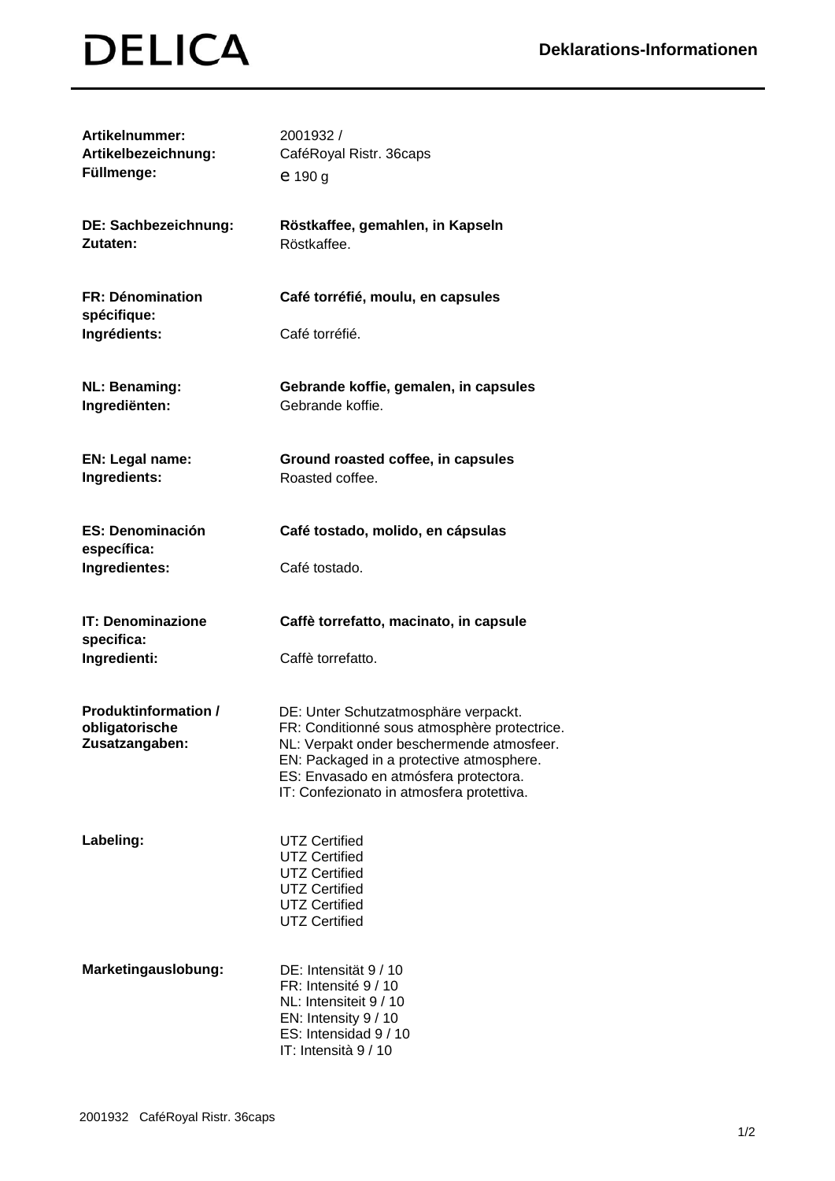# DELICA

## Deklarations-Informationen

| | |
|---|---|
| **Artikelnummer:** | 2001932 / |
| **Artikelbezeichnung:** | CaféRoyal Ristr. 36caps |
| **Füllmenge:** | ℮ 190 g |
| | |
| **DE: Sachbezeichnung:** | **Röstkaffee, gemahlen, in Kapseln** |
| **Zutaten:** | Röstkaffee. |
| | |
| **FR: Dénomination spécifique:** | **Café torréfié, moulu, en capsules** |
| **Ingrédients:** | Café torréfié. |
| | |
| **NL: Benaming:** | **Gebrande koffie, gemalen, in capsules** |
| **Ingrediënten:** | Gebrande koffie. |
| | |
| **EN: Legal name:** | **Ground roasted coffee, in capsules** |
| **Ingredients:** | Roasted coffee. |
| | |
| **ES: Denominación específica:** | **Café tostado, molido, en cápsulas** |
| **Ingredientes:** | Café tostado. |
| | |
| **IT: Denominazione specifica:** | **Caffè torrefatto, macinato, in capsule** |
| **Ingredienti:** | Caffè torrefatto. |
| | |
| **Produktinformation / obligatorische Zusatzangaben:** | DE: Unter Schutzatmosphäre verpackt.<br>FR: Conditionné sous atmosphère protectrice.<br>NL: Verpakt onder beschermende atmosfeer.<br>EN: Packaged in a protective atmosphere.<br>ES: Envasado en atmósfera protectora.<br>IT: Confezionato in atmosfera protettiva. |
| | |
| **Labeling:** | UTZ Certified<br>UTZ Certified<br>UTZ Certified<br>UTZ Certified<br>UTZ Certified<br>UTZ Certified |
| | |
| **Marketingauslobung:** | DE: Intensität 9 / 10<br>FR: Intensité 9 / 10<br>NL: Intensiteit 9 / 10<br>EN: Intensity 9 / 10<br>ES: Intensidad 9 / 10<br>IT: Intensità 9 / 10 |

2001932 CaféRoyal Ristr. 36caps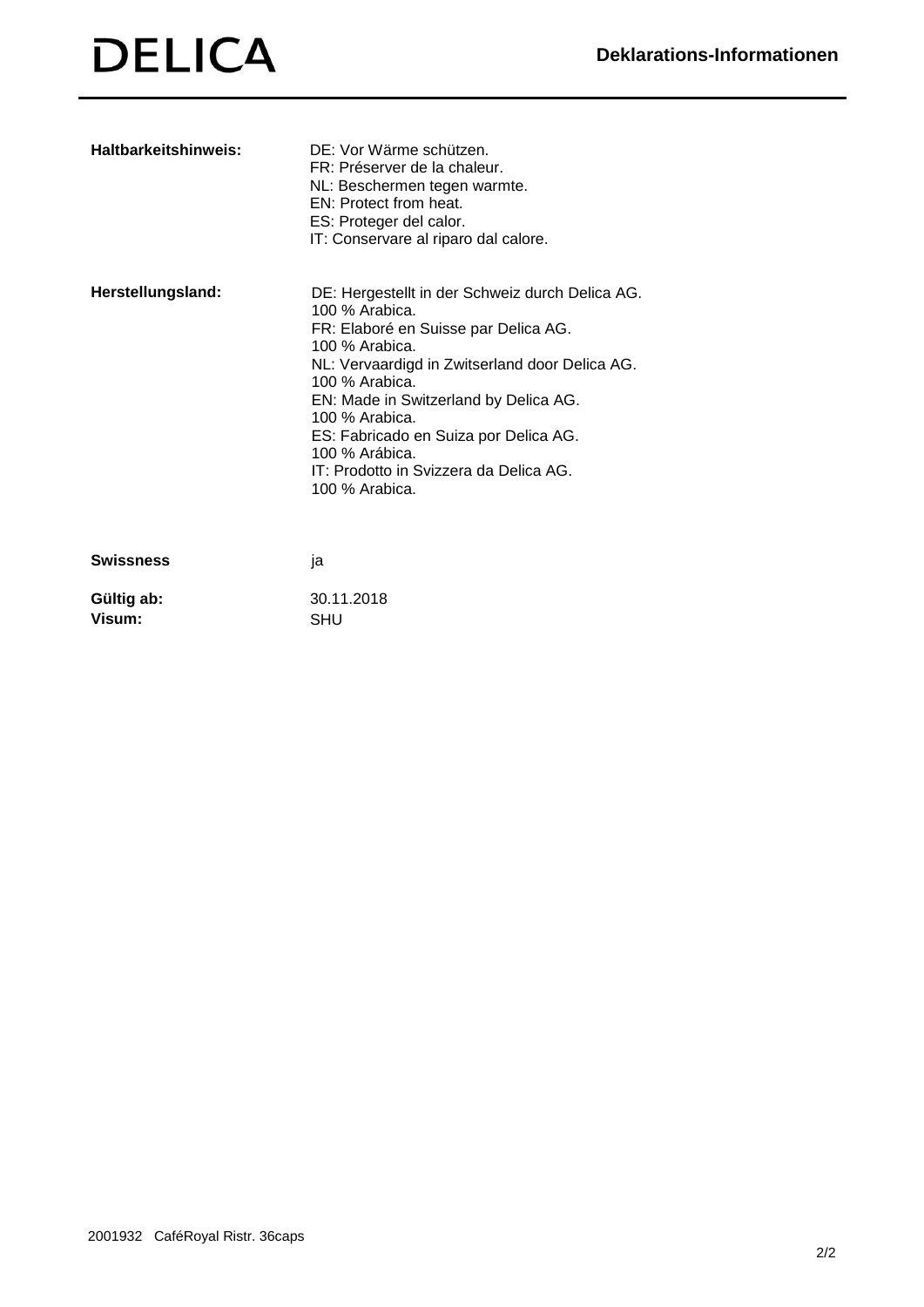| | |
|---|---|
| **Haltbarkeitshinweis:** | DE: Vor Wärme schützen.<br>FR: Préserver de la chaleur.<br>NL: Beschermen tegen warmte.<br>EN: Protect from heat.<br>ES: Proteger del calor.<br>IT: Conservare al riparo dal calore. |
| **Herstellungsland:** | DE: Hergestellt in der Schweiz durch Delica AG.<br>100 % Arabica.<br>FR: Elaboré en Suisse par Delica AG.<br>100 % Arabica.<br>NL: Vervaardigd in Zwitserland door Delica AG.<br>100 % Arabica.<br>EN: Made in Switzerland by Delica AG.<br>100 % Arabica.<br>ES: Fabricado en Suiza por Delica AG.<br>100 % Arábica.<br>IT: Prodotto in Svizzera da Delica AG.<br>100 % Arabica. |
| **Swissness** | ja |
| **Gültig ab:** | 30.11.2018 |
| **Visum:** | SHU |

2001932 CaféRoyal Ristr. 36caps